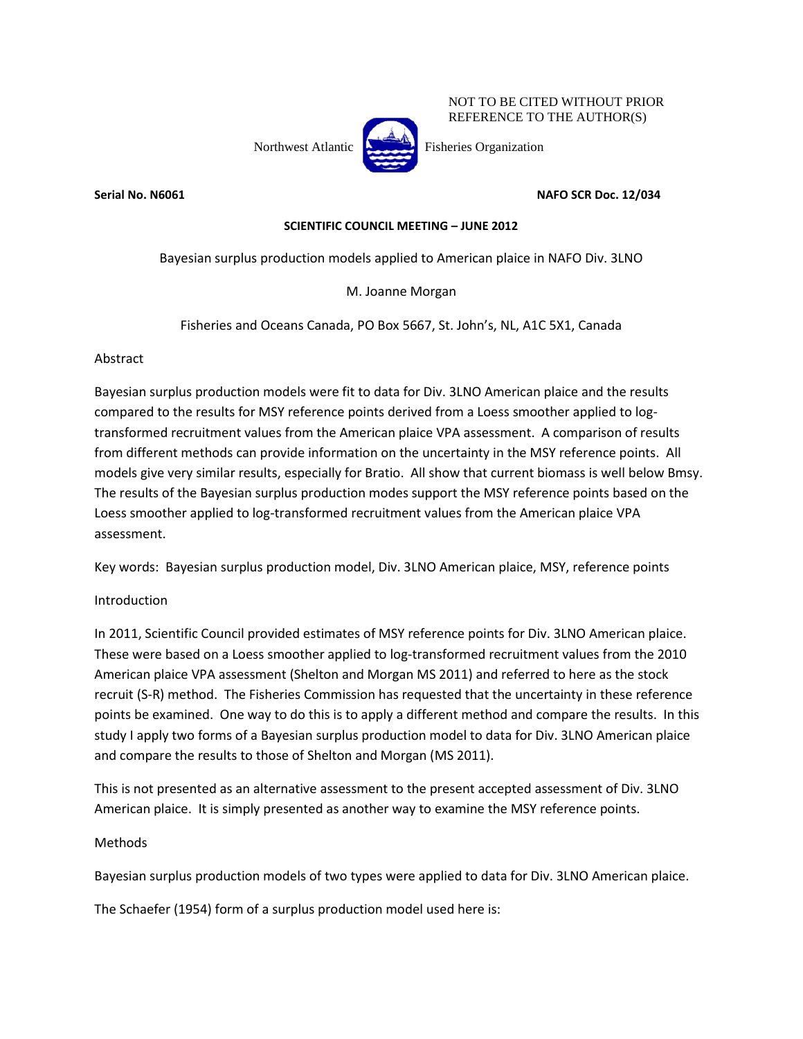NOT TO BE CITED WITHOUT PRIOR REFERENCE TO THE AUTHOR(S)

Northwest Atlantic Fisheries Organization

**Serial No. N6061** **NAFO SCR Doc. 12/034**

**SCIENTIFIC COUNCIL MEETING – JUNE 2012**

# Bayesian surplus production models applied to American plaice in NAFO Div. 3LNO

M. Joanne Morgan

Fisheries and Oceans Canada, PO Box 5667, St. John's, NL, A1C 5X1, Canada

## Abstract

Bayesian surplus production models were fit to data for Div. 3LNO American plaice and the results compared to the results for MSY reference points derived from a Loess smoother applied to log-transformed recruitment values from the American plaice VPA assessment. A comparison of results from different methods can provide information on the uncertainty in the MSY reference points. All models give very similar results, especially for Bratio. All show that current biomass is well below Bmsy. The results of the Bayesian surplus production modes support the MSY reference points based on the Loess smoother applied to log-transformed recruitment values from the American plaice VPA assessment.

Key words: Bayesian surplus production model, Div. 3LNO American plaice, MSY, reference points

## Introduction

In 2011, Scientific Council provided estimates of MSY reference points for Div. 3LNO American plaice. These were based on a Loess smoother applied to log-transformed recruitment values from the 2010 American plaice VPA assessment (Shelton and Morgan MS 2011) and referred to here as the stock recruit (S-R) method. The Fisheries Commission has requested that the uncertainty in these reference points be examined. One way to do this is to apply a different method and compare the results. In this study I apply two forms of a Bayesian surplus production model to data for Div. 3LNO American plaice and compare the results to those of Shelton and Morgan (MS 2011).

This is not presented as an alternative assessment to the present accepted assessment of Div. 3LNO American plaice. It is simply presented as another way to examine the MSY reference points.

## Methods

Bayesian surplus production models of two types were applied to data for Div. 3LNO American plaice.

The Schaefer (1954) form of a surplus production model used here is: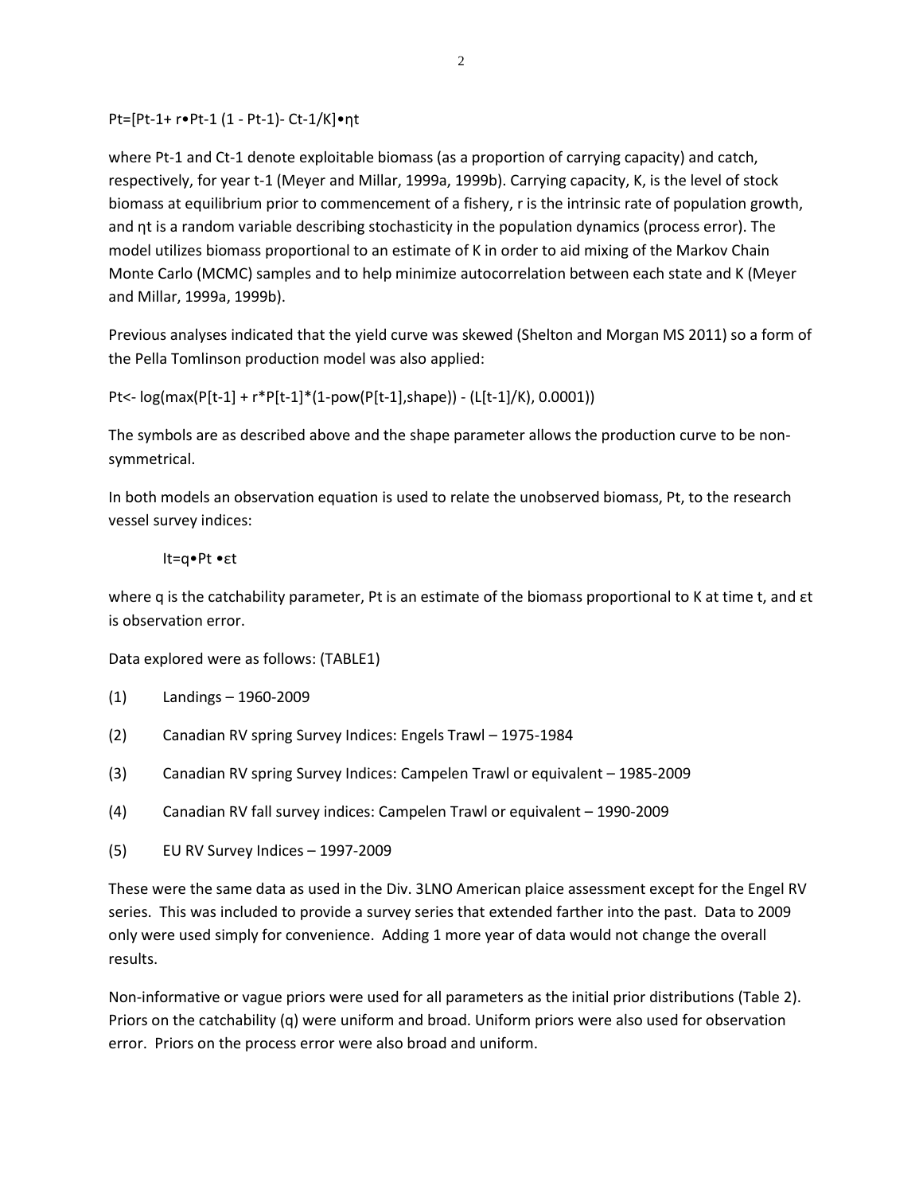$$P_t = [P_{t-1} + r \cdot P_{t-1}(1 - P_{t-1}) - C_{t-1}/K] \cdot \eta_t$$

where $P_{t-1}$ and $C_{t-1}$ denote exploitable biomass (as a proportion of carrying capacity) and catch, respectively, for year t-1 (Meyer and Millar, 1999a, 1999b). Carrying capacity, K, is the level of stock biomass at equilibrium prior to commencement of a fishery, r is the intrinsic rate of population growth, and $\eta_t$ is a random variable describing stochasticity in the population dynamics (process error). The model utilizes biomass proportional to an estimate of K in order to aid mixing of the Markov Chain Monte Carlo (MCMC) samples and to help minimize autocorrelation between each state and K (Meyer and Millar, 1999a, 1999b).

Previous analyses indicated that the yield curve was skewed (Shelton and Morgan MS 2011) so a form of the Pella Tomlinson production model was also applied:

```
Pt<- log(max(P[t-1] + r*P[t-1]*(1-pow(P[t-1],shape)) - (L[t-1]/K), 0.0001))
```

The symbols are as described above and the shape parameter allows the production curve to be non-symmetrical.

In both models an observation equation is used to relate the unobserved biomass, $P_t$, to the research vessel survey indices:

$$I_t = q \cdot P_t \cdot \varepsilon_t$$

where q is the catchability parameter, $P_t$ is an estimate of the biomass proportional to K at time t, and $\varepsilon_t$ is observation error.

Data explored were as follows: (TABLE1)

(1) Landings – 1960-2009

(2) Canadian RV spring Survey Indices: Engels Trawl – 1975-1984

(3) Canadian RV spring Survey Indices: Campelen Trawl or equivalent – 1985-2009

(4) Canadian RV fall survey indices: Campelen Trawl or equivalent – 1990-2009

(5) EU RV Survey Indices – 1997-2009

These were the same data as used in the Div. 3LNO American plaice assessment except for the Engel RV series. This was included to provide a survey series that extended farther into the past. Data to 2009 only were used simply for convenience. Adding 1 more year of data would not change the overall results.

Non-informative or vague priors were used for all parameters as the initial prior distributions (Table 2). Priors on the catchability (q) were uniform and broad. Uniform priors were also used for observation error. Priors on the process error were also broad and uniform.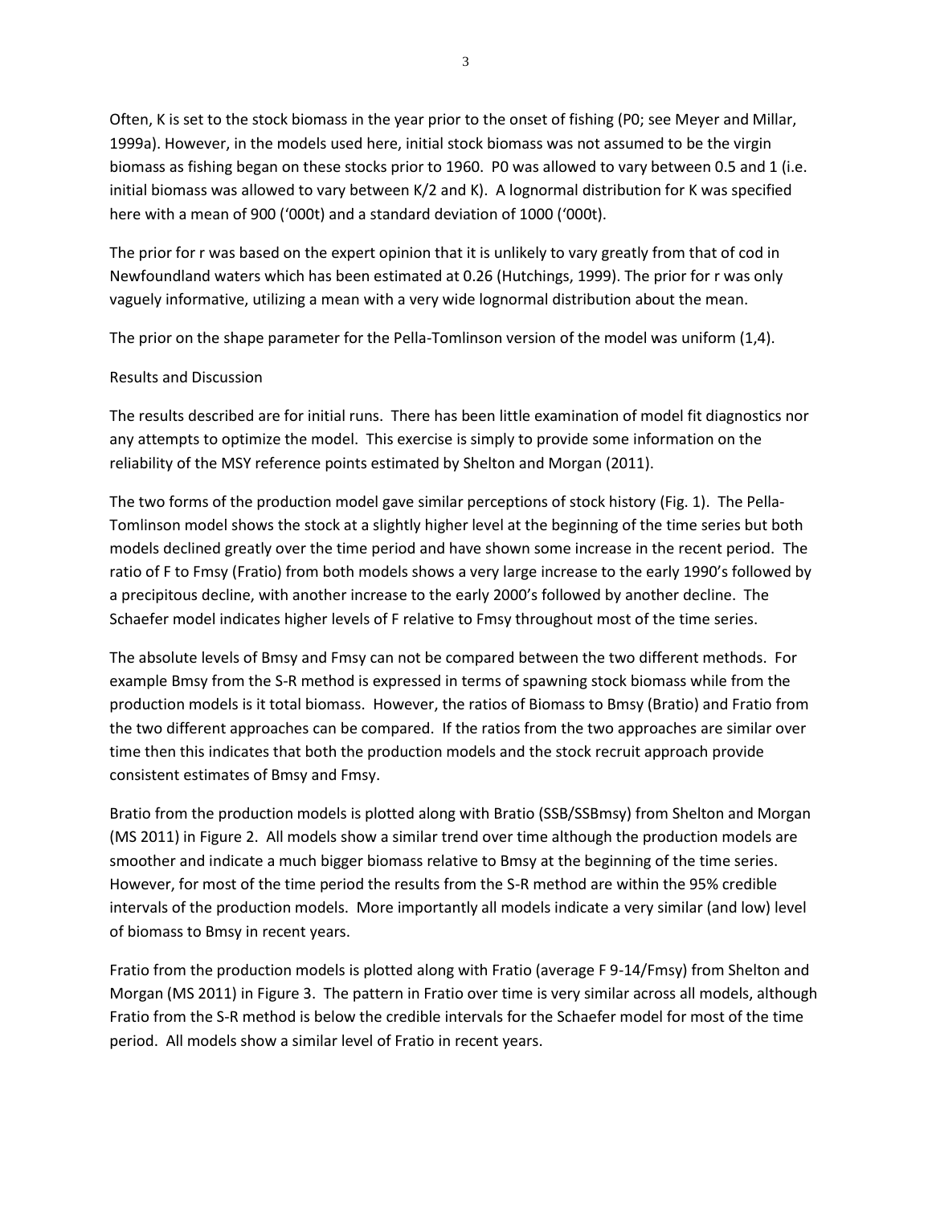Often, K is set to the stock biomass in the year prior to the onset of fishing (P0; see Meyer and Millar, 1999a). However, in the models used here, initial stock biomass was not assumed to be the virgin biomass as fishing began on these stocks prior to 1960. P0 was allowed to vary between 0.5 and 1 (i.e. initial biomass was allowed to vary between K/2 and K). A lognormal distribution for K was specified here with a mean of 900 ('000t) and a standard deviation of 1000 ('000t).

The prior for r was based on the expert opinion that it is unlikely to vary greatly from that of cod in Newfoundland waters which has been estimated at 0.26 (Hutchings, 1999). The prior for r was only vaguely informative, utilizing a mean with a very wide lognormal distribution about the mean.

The prior on the shape parameter for the Pella-Tomlinson version of the model was uniform (1,4).

## Results and Discussion

The results described are for initial runs. There has been little examination of model fit diagnostics nor any attempts to optimize the model. This exercise is simply to provide some information on the reliability of the MSY reference points estimated by Shelton and Morgan (2011).

The two forms of the production model gave similar perceptions of stock history (Fig. 1). The Pella-Tomlinson model shows the stock at a slightly higher level at the beginning of the time series but both models declined greatly over the time period and have shown some increase in the recent period. The ratio of F to Fmsy (Fratio) from both models shows a very large increase to the early 1990's followed by a precipitous decline, with another increase to the early 2000's followed by another decline. The Schaefer model indicates higher levels of F relative to Fmsy throughout most of the time series.

The absolute levels of Bmsy and Fmsy can not be compared between the two different methods. For example Bmsy from the S-R method is expressed in terms of spawning stock biomass while from the production models is it total biomass. However, the ratios of Biomass to Bmsy (Bratio) and Fratio from the two different approaches can be compared. If the ratios from the two approaches are similar over time then this indicates that both the production models and the stock recruit approach provide consistent estimates of Bmsy and Fmsy.

Bratio from the production models is plotted along with Bratio (SSB/SSBmsy) from Shelton and Morgan (MS 2011) in Figure 2. All models show a similar trend over time although the production models are smoother and indicate a much bigger biomass relative to Bmsy at the beginning of the time series. However, for most of the time period the results from the S-R method are within the 95% credible intervals of the production models. More importantly all models indicate a very similar (and low) level of biomass to Bmsy in recent years.

Fratio from the production models is plotted along with Fratio (average F 9-14/Fmsy) from Shelton and Morgan (MS 2011) in Figure 3. The pattern in Fratio over time is very similar across all models, although Fratio from the S-R method is below the credible intervals for the Schaefer model for most of the time period. All models show a similar level of Fratio in recent years.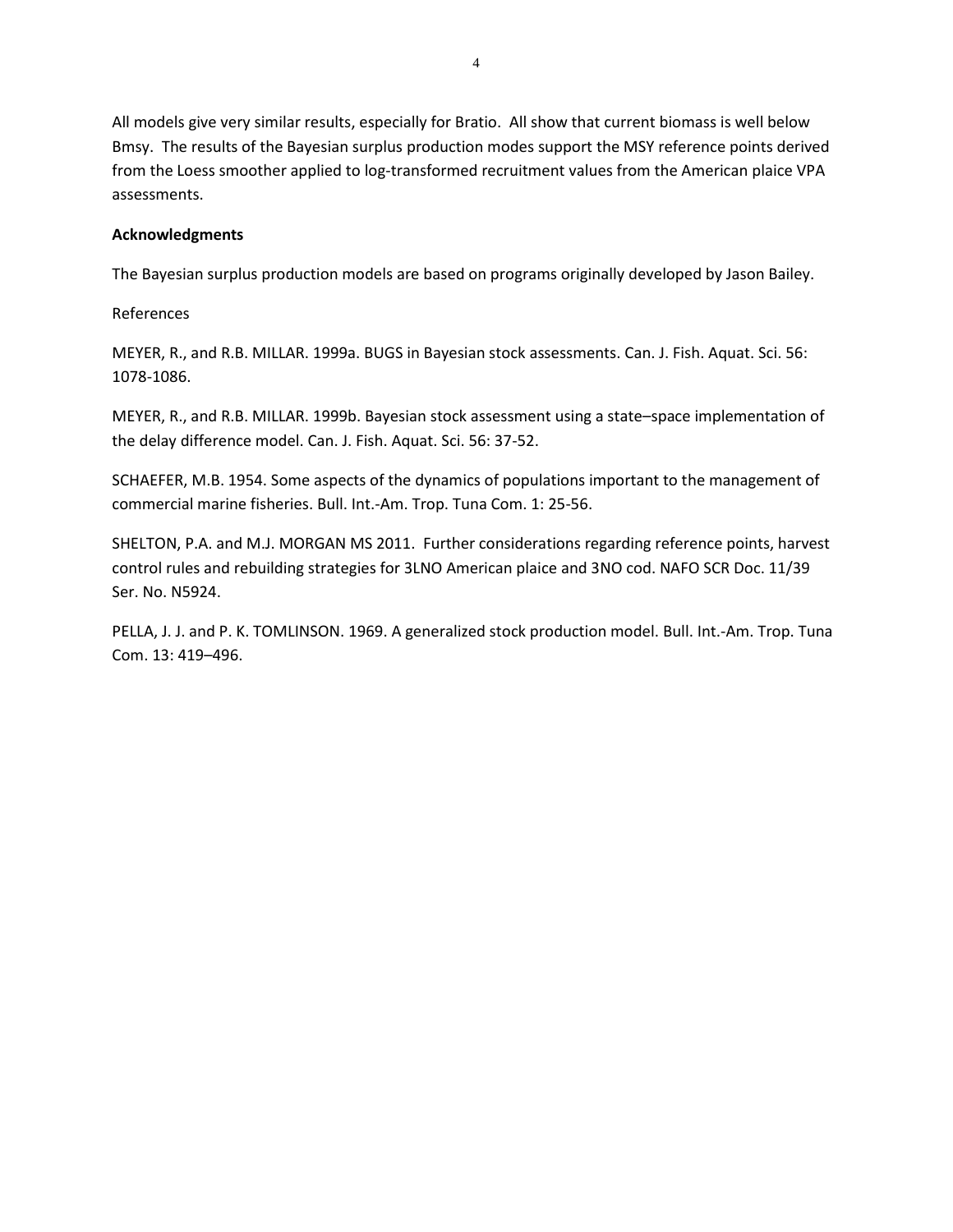All models give very similar results, especially for Bratio. All show that current biomass is well below Bmsy. The results of the Bayesian surplus production modes support the MSY reference points derived from the Loess smoother applied to log-transformed recruitment values from the American plaice VPA assessments.

**Acknowledgments**

The Bayesian surplus production models are based on programs originally developed by Jason Bailey.

References

MEYER, R., and R.B. MILLAR. 1999a. BUGS in Bayesian stock assessments. Can. J. Fish. Aquat. Sci. 56: 1078-1086.

MEYER, R., and R.B. MILLAR. 1999b. Bayesian stock assessment using a state–space implementation of the delay difference model. Can. J. Fish. Aquat. Sci. 56: 37-52.

SCHAEFER, M.B. 1954. Some aspects of the dynamics of populations important to the management of commercial marine fisheries. Bull. Int.-Am. Trop. Tuna Com. 1: 25-56.

SHELTON, P.A. and M.J. MORGAN MS 2011. Further considerations regarding reference points, harvest control rules and rebuilding strategies for 3LNO American plaice and 3NO cod. NAFO SCR Doc. 11/39 Ser. No. N5924.

PELLA, J. J. and P. K. TOMLINSON. 1969. A generalized stock production model. Bull. Int.-Am. Trop. Tuna Com. 13: 419–496.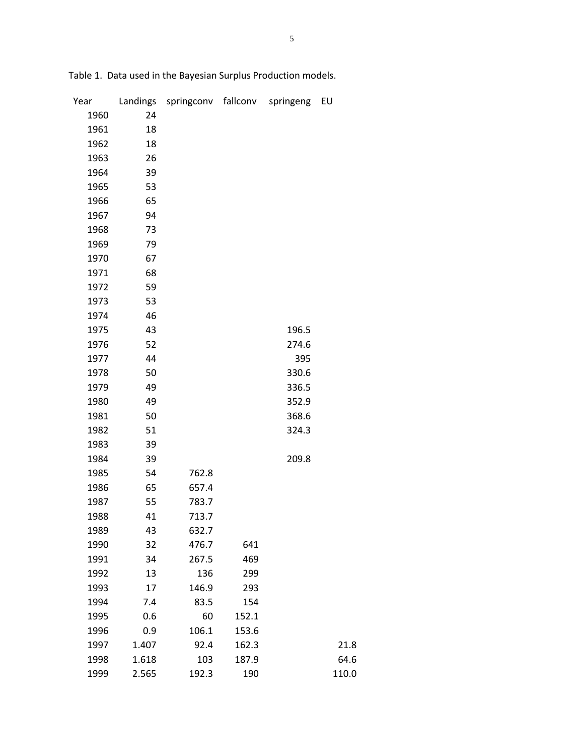Table 1. Data used in the Bayesian Surplus Production models.

| Year | Landings | springconv | fallconv | springeng | EU |
|---|---|---|---|---|---|
| 1960 | 24 | | | | |
| 1961 | 18 | | | | |
| 1962 | 18 | | | | |
| 1963 | 26 | | | | |
| 1964 | 39 | | | | |
| 1965 | 53 | | | | |
| 1966 | 65 | | | | |
| 1967 | 94 | | | | |
| 1968 | 73 | | | | |
| 1969 | 79 | | | | |
| 1970 | 67 | | | | |
| 1971 | 68 | | | | |
| 1972 | 59 | | | | |
| 1973 | 53 | | | | |
| 1974 | 46 | | | | |
| 1975 | 43 | | | 196.5 | |
| 1976 | 52 | | | 274.6 | |
| 1977 | 44 | | | 395 | |
| 1978 | 50 | | | 330.6 | |
| 1979 | 49 | | | 336.5 | |
| 1980 | 49 | | | 352.9 | |
| 1981 | 50 | | | 368.6 | |
| 1982 | 51 | | | 324.3 | |
| 1983 | 39 | | | | |
| 1984 | 39 | | | 209.8 | |
| 1985 | 54 | 762.8 | | | |
| 1986 | 65 | 657.4 | | | |
| 1987 | 55 | 783.7 | | | |
| 1988 | 41 | 713.7 | | | |
| 1989 | 43 | 632.7 | | | |
| 1990 | 32 | 476.7 | 641 | | |
| 1991 | 34 | 267.5 | 469 | | |
| 1992 | 13 | 136 | 299 | | |
| 1993 | 17 | 146.9 | 293 | | |
| 1994 | 7.4 | 83.5 | 154 | | |
| 1995 | 0.6 | 60 | 152.1 | | |
| 1996 | 0.9 | 106.1 | 153.6 | | |
| 1997 | 1.407 | 92.4 | 162.3 | | 21.8 |
| 1998 | 1.618 | 103 | 187.9 | | 64.6 |
| 1999 | 2.565 | 192.3 | 190 | | 110.0 |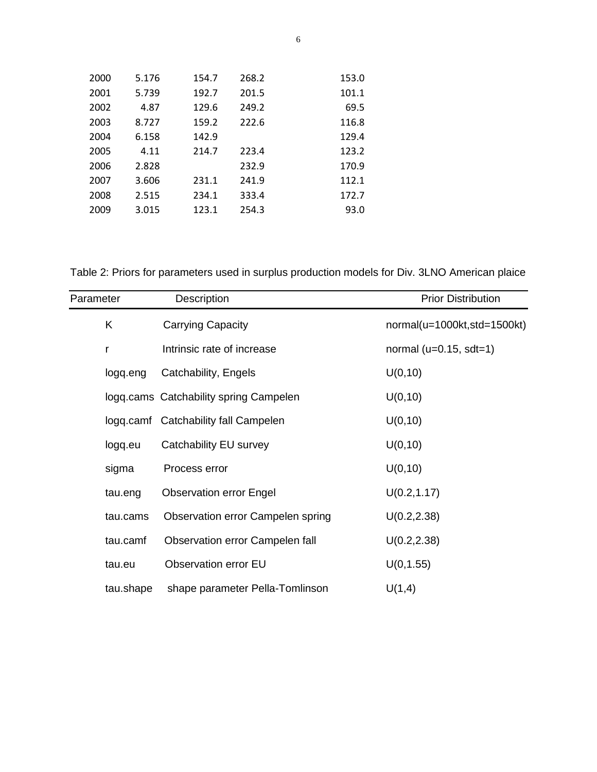| | | | | |
|---|---|---|---|---|
| 2000 | 5.176 | 154.7 | 268.2 | 153.0 |
| 2001 | 5.739 | 192.7 | 201.5 | 101.1 |
| 2002 | 4.87 | 129.6 | 249.2 | 69.5 |
| 2003 | 8.727 | 159.2 | 222.6 | 116.8 |
| 2004 | 6.158 | 142.9 | | 129.4 |
| 2005 | 4.11 | 214.7 | 223.4 | 123.2 |
| 2006 | 2.828 | | 232.9 | 170.9 |
| 2007 | 3.606 | 231.1 | 241.9 | 112.1 |
| 2008 | 2.515 | 234.1 | 333.4 | 172.7 |
| 2009 | 3.015 | 123.1 | 254.3 | 93.0 |

Table 2: Priors for parameters used in surplus production models for Div. 3LNO American plaice

| Parameter | Description | Prior Distribution |
|---|---|---|
| K | Carrying Capacity | normal(u=1000kt,std=1500kt) |
| r | Intrinsic rate of increase | normal (u=0.15, sdt=1) |
| logq.eng | Catchability, Engels | U(0,10) |
| logq.cams | Catchability spring Campelen | U(0,10) |
| logq.camf | Catchability fall Campelen | U(0,10) |
| logq.eu | Catchability EU survey | U(0,10) |
| sigma | Process error | U(0,10) |
| tau.eng | Observation error Engel | U(0.2,1.17) |
| tau.cams | Observation error Campelen spring | U(0.2,2.38) |
| tau.camf | Observation error Campelen fall | U(0.2,2.38) |
| tau.eu | Observation error EU | U(0,1.55) |
| tau.shape | shape parameter Pella-Tomlinson | U(1,4) |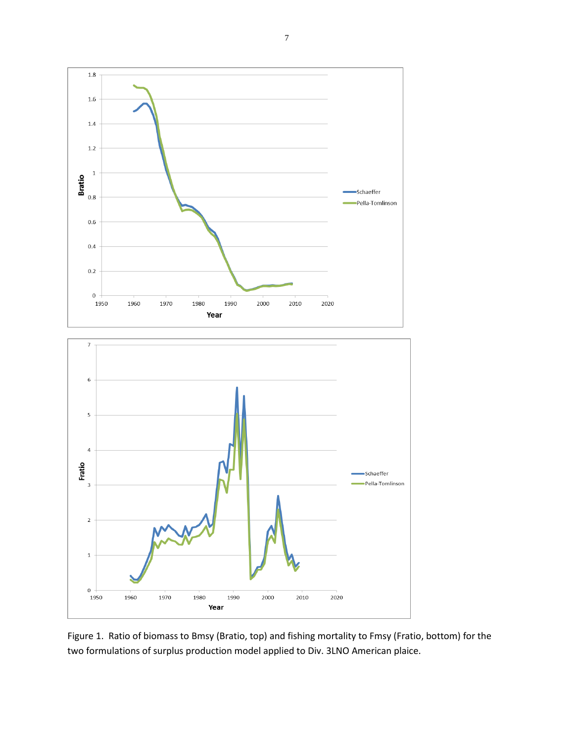Figure 1. Ratio of biomass to Bmsy (Bratio, top) and fishing mortality to Fmsy (Fratio, bottom) for the two formulations of surplus production model applied to Div. 3LNO American plaice.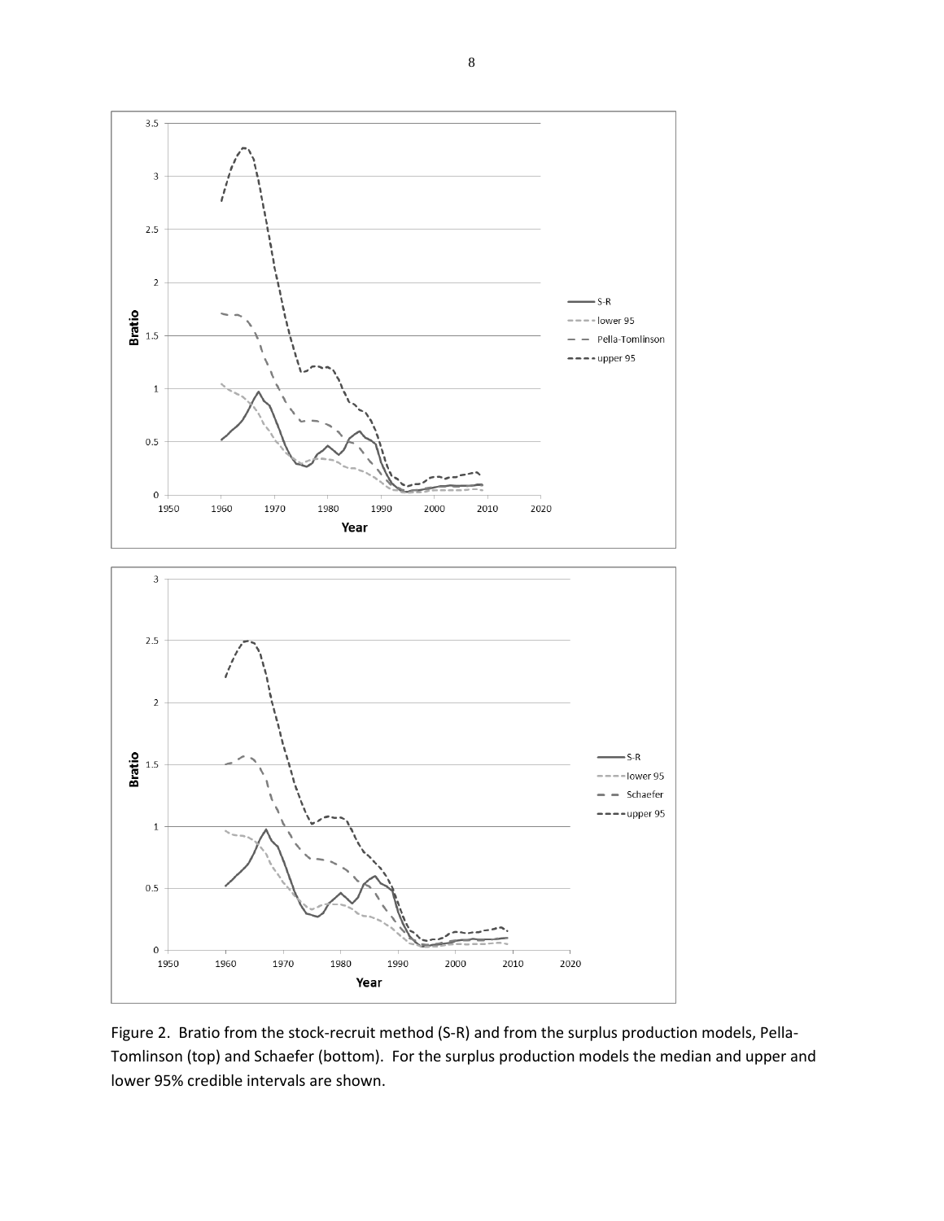Figure 2. Bratio from the stock-recruit method (S-R) and from the surplus production models, Pella-Tomlinson (top) and Schaefer (bottom). For the surplus production models the median and upper and lower 95% credible intervals are shown.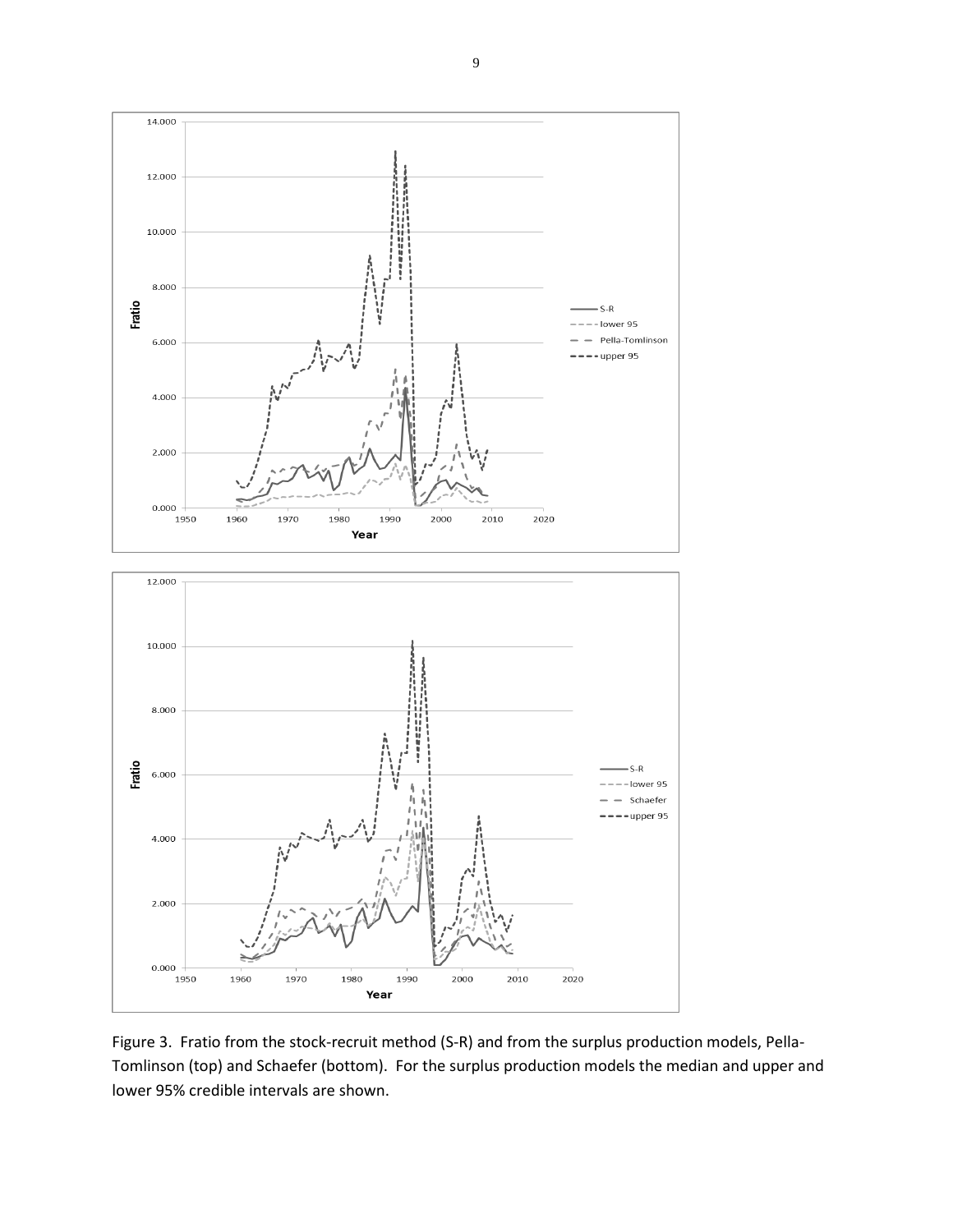14.000
12.000
10.000
8.000
6.000
4.000
2.000
0.000

Fratio

1950 1960 1970 1980 1990 2000 2010 2020

Year

S-R
lower 95
Pella-Tomlinson
upper 95

12.000
10.000
8.000
6.000
4.000
2.000
0.000

Fratio

1950 1960 1970 1980 1990 2000 2010 2020

Year

S-R
lower 95
Schaefer
upper 95

Figure 3. Fratio from the stock-recruit method (S-R) and from the surplus production models, Pella-Tomlinson (top) and Schaefer (bottom). For the surplus production models the median and upper and lower 95% credible intervals are shown.